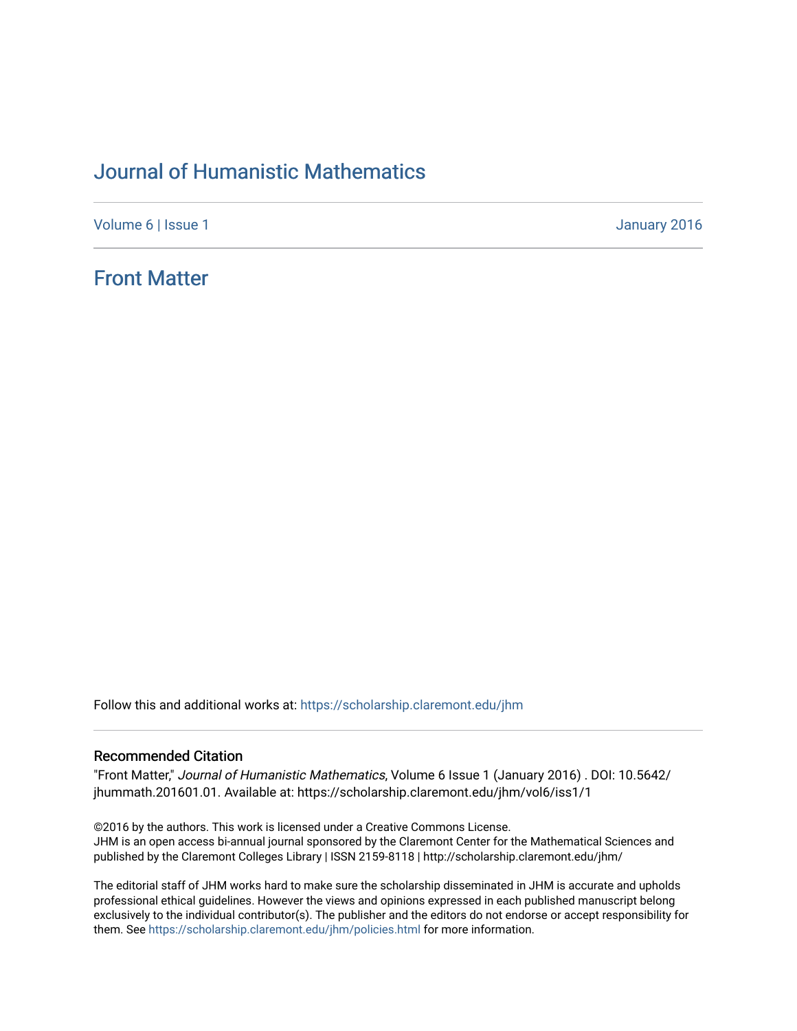# Journal of Humanistic Mathematics

Volume 6 | Issue 1 January 2016

## Front Matter

Follow this and additional works at: https://scholarship.claremont.edu/jhm

### Recommended Citation

"Front Matter," *Journal of Humanistic Mathematics*, Volume 6 Issue 1 (January 2016) . DOI: 10.5642/jhummath.201601.01. Available at: https://scholarship.claremont.edu/jhm/vol6/iss1/1

©2016 by the authors. This work is licensed under a Creative Commons License.
JHM is an open access bi-annual journal sponsored by the Claremont Center for the Mathematical Sciences and published by the Claremont Colleges Library | ISSN 2159-8118 | http://scholarship.claremont.edu/jhm/

The editorial staff of JHM works hard to make sure the scholarship disseminated in JHM is accurate and upholds professional ethical guidelines. However the views and opinions expressed in each published manuscript belong exclusively to the individual contributor(s). The publisher and the editors do not endorse or accept responsibility for them. See https://scholarship.claremont.edu/jhm/policies.html for more information.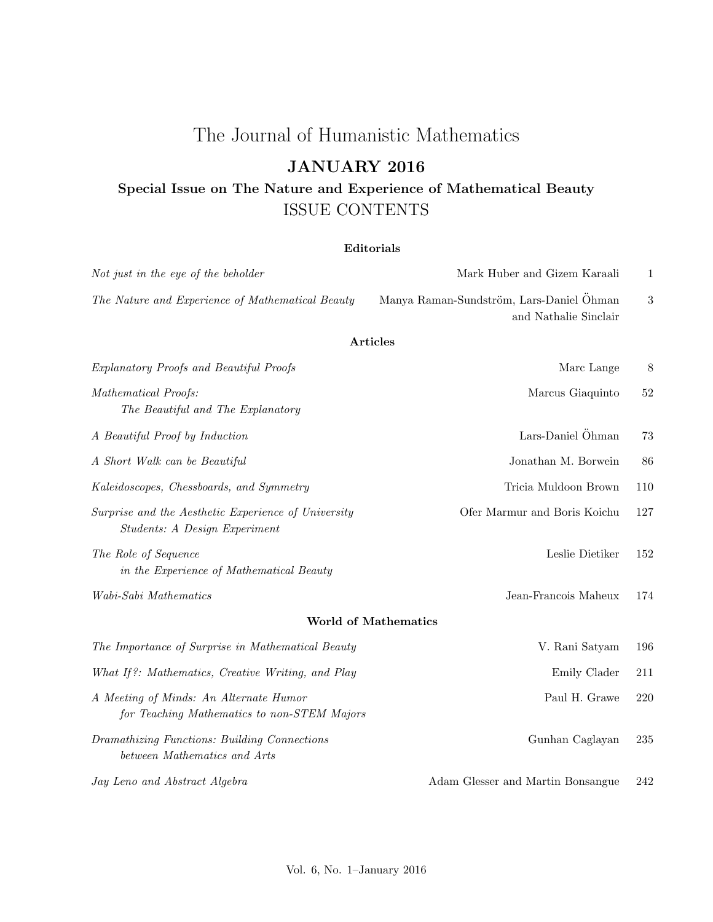# The Journal of Humanistic Mathematics

## JANUARY 2016

### Special Issue on The Nature and Experience of Mathematical Beauty

### ISSUE CONTENTS

**Editorials**

| | | |
|---|---|---|
| *Not just in the eye of the beholder* | Mark Huber and Gizem Karaali | 1 |
| *The Nature and Experience of Mathematical Beauty* | Manya Raman-Sundström, Lars-Daniel Öhman and Nathalie Sinclair | 3 |

**Articles**

| | | |
|---|---|---|
| *Explanatory Proofs and Beautiful Proofs* | Marc Lange | 8 |
| *Mathematical Proofs: The Beautiful and The Explanatory* | Marcus Giaquinto | 52 |
| *A Beautiful Proof by Induction* | Lars-Daniel Öhman | 73 |
| *A Short Walk can be Beautiful* | Jonathan M. Borwein | 86 |
| *Kaleidoscopes, Chessboards, and Symmetry* | Tricia Muldoon Brown | 110 |
| *Surprise and the Aesthetic Experience of University Students: A Design Experiment* | Ofer Marmur and Boris Koichu | 127 |
| *The Role of Sequence in the Experience of Mathematical Beauty* | Leslie Dietiker | 152 |
| *Wabi-Sabi Mathematics* | Jean-Francois Maheux | 174 |

**World of Mathematics**

| | | |
|---|---|---|
| *The Importance of Surprise in Mathematical Beauty* | V. Rani Satyam | 196 |
| *What If?: Mathematics, Creative Writing, and Play* | Emily Clader | 211 |
| *A Meeting of Minds: An Alternate Humor for Teaching Mathematics to non-STEM Majors* | Paul H. Grawe | 220 |
| *Dramathizing Functions: Building Connections between Mathematics and Arts* | Gunhan Caglayan | 235 |
| *Jay Leno and Abstract Algebra* | Adam Glesser and Martin Bonsangue | 242 |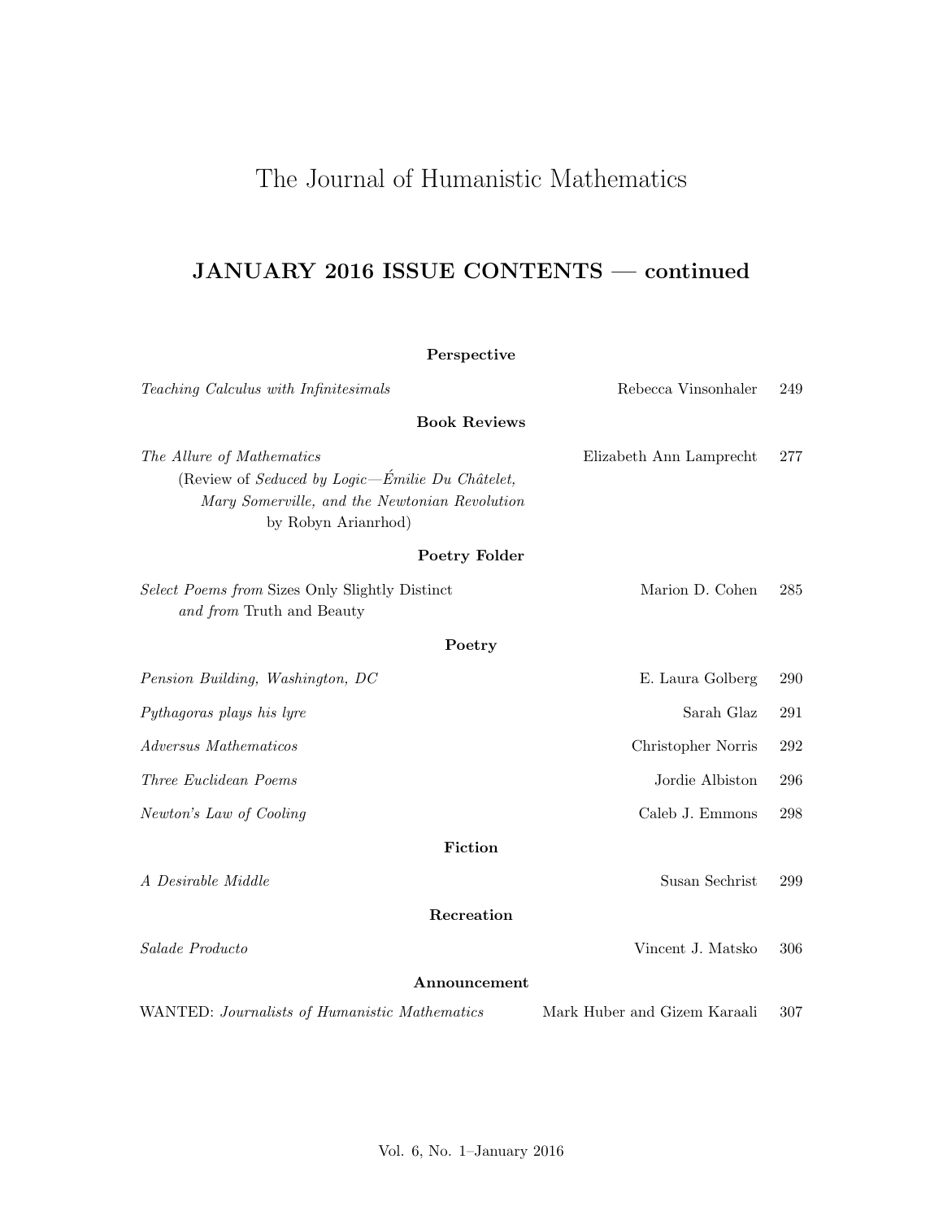# The Journal of Humanistic Mathematics

## JANUARY 2016 ISSUE CONTENTS — continued

### Perspective

*Teaching Calculus with Infinitesimals* — Rebecca Vinsonhaler — 249

### Book Reviews

*The Allure of Mathematics* (Review of *Seduced by Logic—Émilie Du Châtelet, Mary Somerville, and the Newtonian Revolution* by Robyn Arianrhod) — Elizabeth Ann Lamprecht — 277

### Poetry Folder

*Select Poems from* Sizes Only Slightly Distinct *and from* Truth and Beauty — Marion D. Cohen — 285

### Poetry

*Pension Building, Washington, DC* — E. Laura Golberg — 290

*Pythagoras plays his lyre* — Sarah Glaz — 291

*Adversus Mathematicos* — Christopher Norris — 292

*Three Euclidean Poems* — Jordie Albiston — 296

*Newton's Law of Cooling* — Caleb J. Emmons — 298

### Fiction

*A Desirable Middle* — Susan Sechrist — 299

### Recreation

*Salade Producto* — Vincent J. Matsko — 306

### Announcement

WANTED: *Journalists of Humanistic Mathematics* — Mark Huber and Gizem Karaali — 307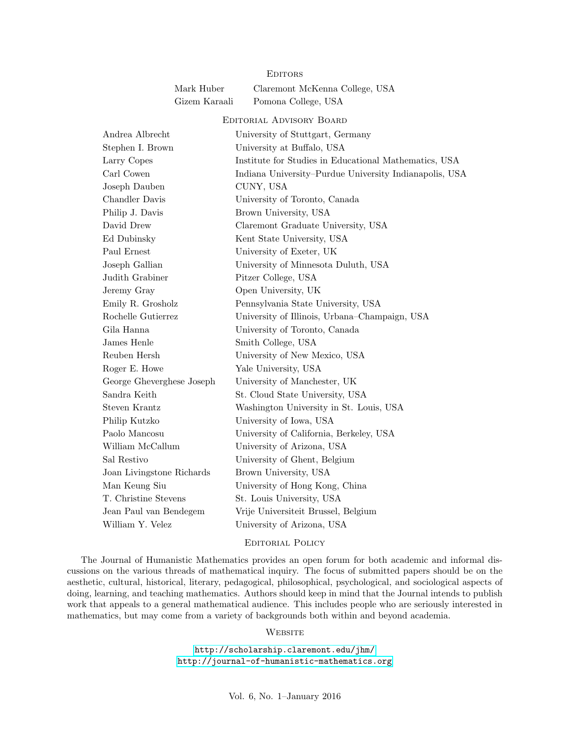## Editors

| | |
|---|---|
| Mark Huber | Claremont McKenna College, USA |
| Gizem Karaali | Pomona College, USA |

## Editorial Advisory Board

| | |
|---|---|
| Andrea Albrecht | University of Stuttgart, Germany |
| Stephen I. Brown | University at Buffalo, USA |
| Larry Copes | Institute for Studies in Educational Mathematics, USA |
| Carl Cowen | Indiana University–Purdue University Indianapolis, USA |
| Joseph Dauben | CUNY, USA |
| Chandler Davis | University of Toronto, Canada |
| Philip J. Davis | Brown University, USA |
| David Drew | Claremont Graduate University, USA |
| Ed Dubinsky | Kent State University, USA |
| Paul Ernest | University of Exeter, UK |
| Joseph Gallian | University of Minnesota Duluth, USA |
| Judith Grabiner | Pitzer College, USA |
| Jeremy Gray | Open University, UK |
| Emily R. Grosholz | Pennsylvania State University, USA |
| Rochelle Gutierrez | University of Illinois, Urbana–Champaign, USA |
| Gila Hanna | University of Toronto, Canada |
| James Henle | Smith College, USA |
| Reuben Hersh | University of New Mexico, USA |
| Roger E. Howe | Yale University, USA |
| George Gheverghese Joseph | University of Manchester, UK |
| Sandra Keith | St. Cloud State University, USA |
| Steven Krantz | Washington University in St. Louis, USA |
| Philip Kutzko | University of Iowa, USA |
| Paolo Mancosu | University of California, Berkeley, USA |
| William McCallum | University of Arizona, USA |
| Sal Restivo | University of Ghent, Belgium |
| Joan Livingstone Richards | Brown University, USA |
| Man Keung Siu | University of Hong Kong, China |
| T. Christine Stevens | St. Louis University, USA |
| Jean Paul van Bendegem | Vrije Universiteit Brussel, Belgium |
| William Y. Velez | University of Arizona, USA |

## Editorial Policy

The Journal of Humanistic Mathematics provides an open forum for both academic and informal discussions on the various threads of mathematical inquiry. The focus of submitted papers should be on the aesthetic, cultural, historical, literary, pedagogical, philosophical, psychological, and sociological aspects of doing, learning, and teaching mathematics. Authors should keep in mind that the Journal intends to publish work that appeals to a general mathematical audience. This includes people who are seriously interested in mathematics, but may come from a variety of backgrounds both within and beyond academia.

## Website

http://scholarship.claremont.edu/jhm/
http://journal-of-humanistic-mathematics.org

Vol. 6, No. 1–January 2016